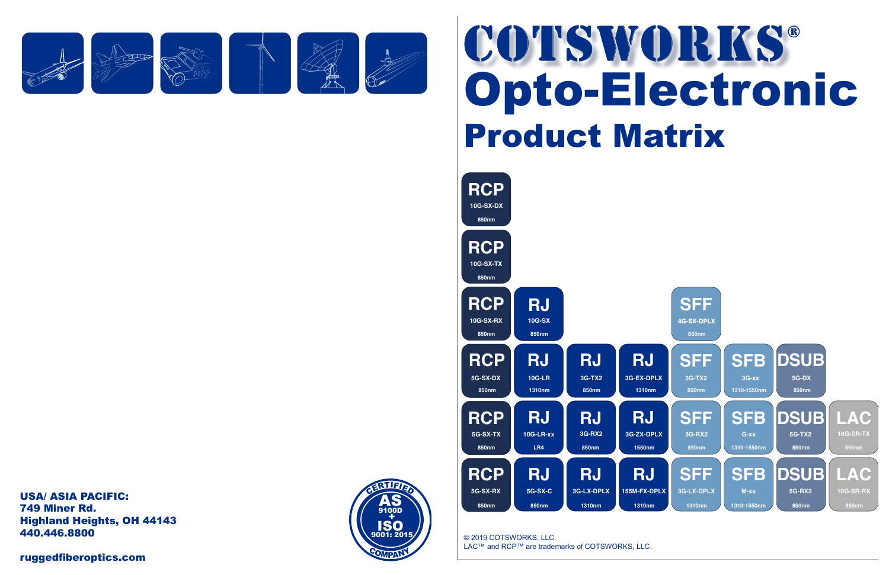# COTSWORKS®

# Opto-Electronic

## Product Matrix

| | | | | | | | |
|---|---|---|---|---|---|---|---|
| **RCP** 10G-SX-DX 850nm | | | | | | | |
| **RCP** 10G-SX-TX 850nm | | | | | | | |
| **RCP** 10G-SX-RX 850nm | **RJ** 10G-SX 850nm | | | **SFF** 4G-SX-DPLX 850nm | | | |
| **RCP** 5G-SX-DX 850nm | **RJ** 10G-LR 1310nm | **RJ** 3G-TX2 850nm | **RJ** 3G-EX-DPLX 1310nm | **SFF** 3G-TX2 850nm | **SFB** 3G-xx 1310-1550nm | **DSUB** 5G-DX 850nm | |
| **RCP** 5G-SX-TX 850nm | **RJ** 10G-LR-xx LR4 | **RJ** 3G-RX2 850nm | **RJ** 3G-ZX-DPLX 1550nm | **SFF** 3G-RX2 850nm | **SFB** G-xx 1310-1550nm | **DSUB** 5G-TX2 850nm | **LAC** 10G-SR-TX 850nm |
| **RCP** 5G-SX-RX 850nm | **RJ** 5G-SX-C 850nm | **RJ** 3G-LX-DPLX 1310nm | **RJ** 155M-FX-DPLX 1310nm | **SFF** 3G-LX-DPLX 1310nm | **SFB** M-xx 1310-1550nm | **DSUB** 5G-RX2 850nm | **LAC** 10G-SR-RX 850nm |

**USA/ ASIA PACIFIC:**
**749 Miner Rd.**
**Highland Heights, OH 44143**
**440.446.8800**

**ruggedfiberoptics.com**

CERTIFIED AS 9100D + ISO 9001: 2015 COMPANY

© 2019 COTSWORKS, LLC.
LAC™ and RCP™ are trademarks of COTSWORKS, LLC.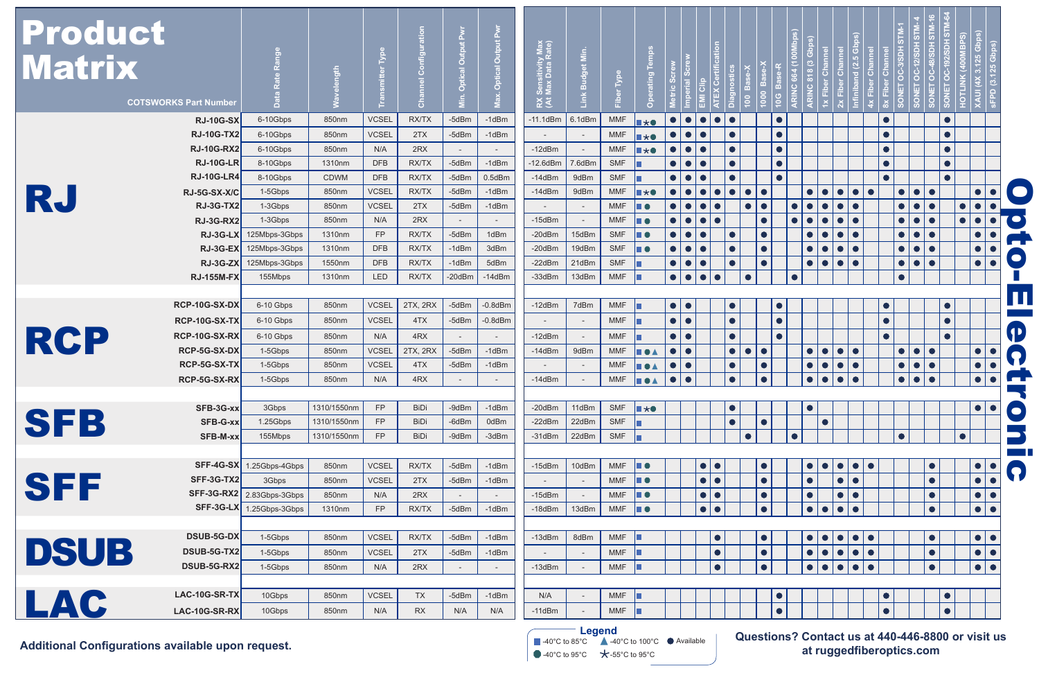# Product Matrix

## Opto-Electronic

| Family | COTSWORKS Part Number | Data Rate Range | Wavelength | Transmitter Type | Channel Configuration | Min. Optical Output Pwr | Max. Optical Output Pwr | RX Sensitivity Max (At Max Data Rate) | Link Budget Min. | Fiber Type | Operating Temps | Metric Screw | Imperial Screw | EMI Clip | ATEX Certification | Diagnostics | 100 Base-X | 1000 Base-X | 10G Base-R | ARINC 664 (100Mbps) | ARINC 818 (3 Gbps) | 1x Fiber Channel | 2x Fiber Channel | Infiniband (2.5 Gbps) | 4x Fiber Channel | 8x Fiber Channel | SONET OC-3/SDH STM-1 | SONET OC-12/SDH STM-4 | SONET OC-48/SDH STM-16 | SONET OC-192/SDH STM-64 | HOTLINK (400MBPS) | XAUI (4X 3.125 Gbps) | sFPD (3.125 Gbps) |
|---|---|---|---|---|---|---|---|---|---|---|---|---|---|---|---|---|---|---|---|---|---|---|---|---|---|---|---|---|---|---|---|---|---|
| RJ | RJ-10G-SX | 6-10Gbps | 850nm | VCSEL | RX/TX | -5dBm | -1dBm | -11.1dBm | 6.1dBm | MMF | ■★● | ● | ● | ● | ● | ● | | | ● | | | | | | | ● | | | | ● | | | |
| | RJ-10G-TX2 | 6-10Gbps | 850nm | VCSEL | 2TX | -5dBm | -1dBm | - | - | MMF | ■★● | ● | ● | ● | | ● | | | ● | | | | | | | ● | | | | ● | | | |
| | RJ-10G-RX2 | 6-10Gbps | 850nm | N/A | 2RX | - | - | -12dBm | - | MMF | ■★● | ● | ● | ● | | ● | | | ● | | | | | | | ● | | | | ● | | | |
| | RJ-10G-LR | 8-10Gbps | 1310nm | DFB | RX/TX | -5dBm | -1dBm | -12.6dBm | 7.6dBm | SMF | ■ | ● | ● | ● | | ● | | | ● | | | | | | | ● | | | | ● | | | |
| | RJ-10G-LR4 | 8-10Gbps | CDWM | DFB | RX/TX | -5dBm | 0.5dBm | -14dBm | 9dBm | SMF | ■ | ● | ● | ● | | ● | | | ● | | | | | | | ● | | | | ● | | | |
| | RJ-5G-SX-X/C | 1-5Gbps | 850nm | VCSEL | RX/TX | -5dBm | -1dBm | -14dBm | 9dBm | MMF | ■★● | ● | ● | ● | ● | ● | ● | ● | | | ● | ● | ● | ● | ● | | ● | ● | ● | | | ● | ● |
| | RJ-3G-TX2 | 1-3Gbps | 850nm | VCSEL | 2TX | -5dBm | -1dBm | - | - | MMF | ■● | ● | ● | ● | ● | | ● | ● | | ● | ● | ● | ● | ● | | | ● | ● | ● | | ● | ● | ● |
| | RJ-3G-RX2 | 1-3Gbps | 850nm | N/A | 2RX | - | - | -15dBm | - | MMF | ■● | ● | ● | ● | ● | | | ● | | ● | ● | ● | ● | ● | | | ● | ● | ● | | ● | ● | ● |
| | RJ-3G-LX | 125Mbps-3Gbps | 1310nm | FP | RX/TX | -5dBm | 1dBm | -20dBm | 15dBm | SMF | ■● | ● | ● | ● | | ● | | ● | | | ● | ● | ● | ● | | | ● | ● | ● | | | ● | ● |
| | RJ-3G-EX | 125Mbps-3Gbps | 1310nm | DFB | RX/TX | -1dBm | 3dBm | -20dBm | 19dBm | SMF | ■● | ● | ● | ● | | ● | | ● | | | ● | ● | ● | ● | | | ● | ● | ● | | | ● | ● |
| | RJ-3G-ZX | 125Mbps-3Gbps | 1550nm | DFB | RX/TX | -1dBm | 5dBm | -22dBm | 21dBm | SMF | ■ | ● | ● | ● | | ● | | ● | | | ● | ● | ● | ● | | | ● | ● | ● | | | ● | ● |
| | RJ-155M-FX | 155Mbps | 1310nm | LED | RX/TX | -20dBm | -14dBm | -33dBm | 13dBm | MMF | ■ | ● | ● | ● | ● | | ● | | | ● | | | | | | | ● | | | | | | |
| RCP | RCP-10G-SX-DX | 6-10 Gbps | 850nm | VCSEL | 2TX, 2RX | -5dBm | -0.8dBm | -12dBm | 7dBm | MMF | ■ | ● | ● | | | ● | | | ● | | | | | | | ● | | | | ● | | | |
| | RCP-10G-SX-TX | 6-10 Gbps | 850nm | VCSEL | 4TX | -5dBm | -0.8dBm | - | - | MMF | ■ | ● | ● | | | ● | | | ● | | | | | | | ● | | | | ● | | | |
| | RCP-10G-SX-RX | 6-10 Gbps | 850nm | N/A | 4RX | - | - | -12dBm | - | MMF | ■ | ● | ● | | | ● | | | ● | | | | | | | ● | | | | ● | | | |
| | RCP-5G-SX-DX | 1-5Gbps | 850nm | VCSEL | 2TX, 2RX | -5dBm | -1dBm | -14dBm | 9dBm | MMF | ■●▲ | ● | ● | | | ● | ● | ● | | | ● | ● | ● | ● | | | ● | ● | ● | | | ● | ● |
| | RCP-5G-SX-TX | 1-5Gbps | 850nm | VCSEL | 4TX | -5dBm | -1dBm | - | - | MMF | ■●▲ | ● | ● | | | ● | | ● | | | ● | ● | ● | ● | | | ● | ● | ● | | | ● | ● |
| | RCP-5G-SX-RX | 1-5Gbps | 850nm | N/A | 4RX | - | - | -14dBm | - | MMF | ■●▲ | ● | ● | | | ● | | ● | | | ● | ● | ● | ● | | | ● | ● | ● | | | ● | ● |
| SFB | SFB-3G-xx | 3Gbps | 1310/1550nm | FP | BiDi | -9dBm | -1dBm | -20dBm | 11dBm | SMF | ■★● | | | | | ● | | | | | ● | | | | | | | | | | | ● | ● |
| | SFB-G-xx | 1.25Gbps | 1310/1550nm | FP | BiDi | -6dBm | 0dBm | -22dBm | 22dBm | SMF | ■ | | | | | ● | | ● | | | | ● | | | | | | | | | | | |
| | SFB-M-xx | 155Mbps | 1310/1550nm | FP | BiDi | -9dBm | -3dBm | -31dBm | 22dBm | SMF | ■ | | | | | | ● | | | ● | | | | | | | ● | | | | ● | | |
| SFF | SFF-4G-SX | 1.25Gbps-4Gbps | 850nm | VCSEL | RX/TX | -5dBm | -1dBm | -15dBm | 10dBm | MMF | ■● | | | ● | ● | | | ● | | | ● | ● | ● | ● | ● | | | | ● | | | ● | ● |
| | SFF-3G-TX2 | 3Gbps | 850nm | VCSEL | 2TX | -5dBm | -1dBm | - | - | MMF | ■● | | | ● | ● | | | ● | | | ● | | ● | ● | | | | | ● | | | ● | ● |
| | SFF-3G-RX2 | 2.83Gbps-3Gbps | 850nm | N/A | 2RX | - | - | -15dBm | - | MMF | ■● | | | ● | ● | | | ● | | | ● | | ● | ● | | | | | ● | | | ● | ● |
| | SFF-3G-LX | 1.25Gbps-3Gbps | 1310nm | FP | RX/TX | -5dBm | -1dBm | -18dBm | 13dBm | MMF | ■● | | | ● | ● | | | ● | | | ● | ● | ● | ● | | | | | ● | | | ● | ● |
| DSUB | DSUB-5G-DX | 1-5Gbps | 850nm | VCSEL | RX/TX | -5dBm | -1dBm | -13dBm | 8dBm | MMF | ■ | | | | ● | | | ● | | | ● | ● | ● | ● | ● | | | | ● | | | ● | ● |
| | DSUB-5G-TX2 | 1-5Gbps | 850nm | VCSEL | 2TX | -5dBm | -1dBm | - | - | MMF | ■ | | | | ● | | | ● | | | ● | ● | ● | ● | ● | | | | ● | | | ● | ● |
| | DSUB-5G-RX2 | 1-5Gbps | 850nm | N/A | 2RX | - | - | -13dBm | - | MMF | ■ | | | | ● | | | ● | | | ● | ● | ● | ● | ● | | | | ● | | | ● | ● |
| LAC | LAC-10G-SR-TX | 10Gbps | 850nm | VCSEL | TX | -5dBm | -1dBm | N/A | - | MMF | ■ | | | | | | | | ● | | | | | | | ● | | | | ● | | | |
| | LAC-10G-SR-RX | 10Gbps | 850nm | N/A | RX | N/A | N/A | -11dBm | - | MMF | ■ | | | | | | | | ● | | | | | | | ● | | | | ● | | | |

**Additional Configurations available upon request.**

**Legend**
■ -40°C to 85°C
▲ -40°C to 100°C
● Available
● -40°C to 95°C
★ -55°C to 95°C

**Questions? Contact us at 440-446-8800 or visit us at ruggedfiberoptics.com**